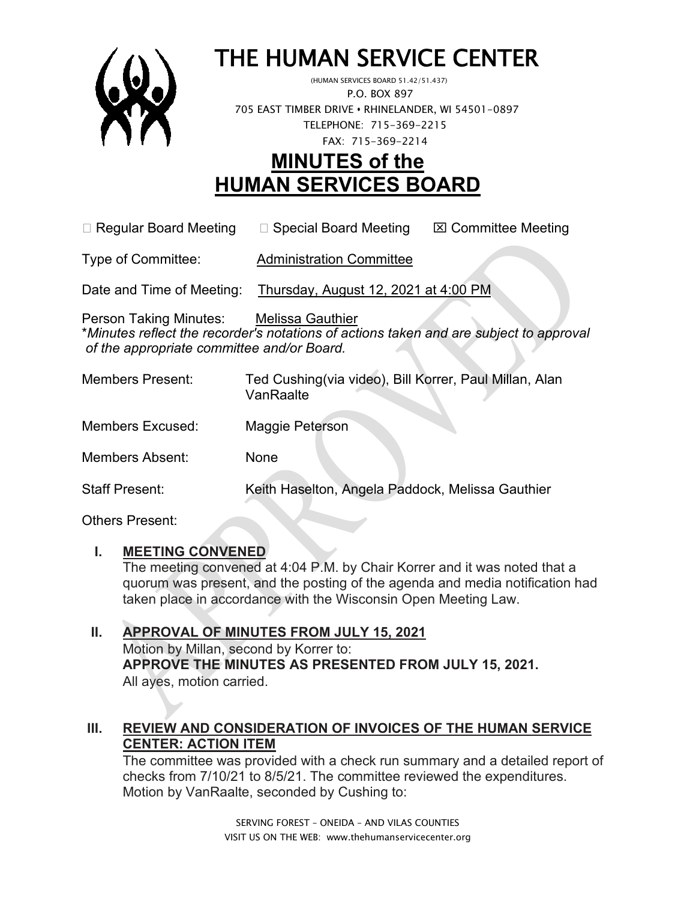# THE HUMAN SERVICE CENTER

(HUMAN SERVICES BOARD 51.42/51.437)
P.O. BOX 897
705 EAST TIMBER DRIVE • RHINELANDER, WI 54501-0897
TELEPHONE: 715-369-2215
FAX: 715-369-2214

# MINUTES of the HUMAN SERVICES BOARD

☐ Regular Board Meeting ☐ Special Board Meeting ☒ Committee Meeting

Type of Committee: Administration Committee

Date and Time of Meeting: Thursday, August 12, 2021 at 4:00 PM

Person Taking Minutes: Melissa Gauthier

\**Minutes reflect the recorder's notations of actions taken and are subject to approval of the appropriate committee and/or Board.*

Members Present: Ted Cushing(via video), Bill Korrer, Paul Millan, Alan VanRaalte

Members Excused: Maggie Peterson

Members Absent: None

Staff Present: Keith Haselton, Angela Paddock, Melissa Gauthier

Others Present:

## I. MEETING CONVENED

The meeting convened at 4:04 P.M. by Chair Korrer and it was noted that a quorum was present, and the posting of the agenda and media notification had taken place in accordance with the Wisconsin Open Meeting Law.

## II. APPROVAL OF MINUTES FROM JULY 15, 2021

Motion by Millan, second by Korrer to:

**APPROVE THE MINUTES AS PRESENTED FROM JULY 15, 2021.**

All ayes, motion carried.

## III. REVIEW AND CONSIDERATION OF INVOICES OF THE HUMAN SERVICE CENTER: ACTION ITEM

The committee was provided with a check run summary and a detailed report of checks from 7/10/21 to 8/5/21. The committee reviewed the expenditures. Motion by VanRaalte, seconded by Cushing to:

SERVING FOREST – ONEIDA – AND VILAS COUNTIES
VISIT US ON THE WEB: www.thehumanservicecenter.org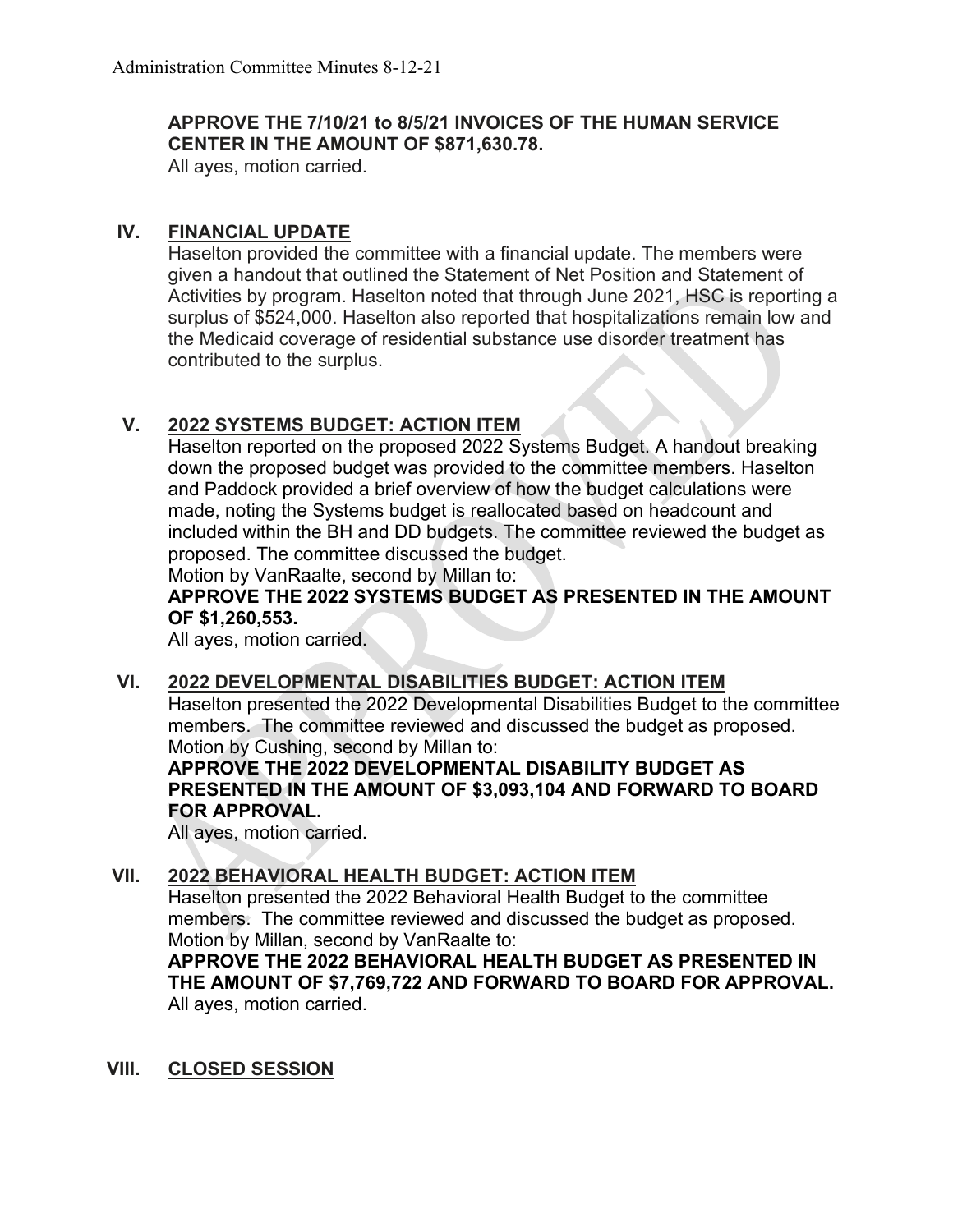**APPROVE THE 7/10/21 to 8/5/21 INVOICES OF THE HUMAN SERVICE CENTER IN THE AMOUNT OF $871,630.78.**

All ayes, motion carried.

## IV. FINANCIAL UPDATE

Haselton provided the committee with a financial update. The members were given a handout that outlined the Statement of Net Position and Statement of Activities by program. Haselton noted that through June 2021, HSC is reporting a surplus of $524,000. Haselton also reported that hospitalizations remain low and the Medicaid coverage of residential substance use disorder treatment has contributed to the surplus.

## V. 2022 SYSTEMS BUDGET: ACTION ITEM

Haselton reported on the proposed 2022 Systems Budget. A handout breaking down the proposed budget was provided to the committee members. Haselton and Paddock provided a brief overview of how the budget calculations were made, noting the Systems budget is reallocated based on headcount and included within the BH and DD budgets. The committee reviewed the budget as proposed. The committee discussed the budget.

Motion by VanRaalte, second by Millan to:

**APPROVE THE 2022 SYSTEMS BUDGET AS PRESENTED IN THE AMOUNT OF $1,260,553.**

All ayes, motion carried.

## VI. 2022 DEVELOPMENTAL DISABILITIES BUDGET: ACTION ITEM

Haselton presented the 2022 Developmental Disabilities Budget to the committee members. The committee reviewed and discussed the budget as proposed.

Motion by Cushing, second by Millan to:

**APPROVE THE 2022 DEVELOPMENTAL DISABILITY BUDGET AS PRESENTED IN THE AMOUNT OF $3,093,104 AND FORWARD TO BOARD FOR APPROVAL.**

All ayes, motion carried.

## VII. 2022 BEHAVIORAL HEALTH BUDGET: ACTION ITEM

Haselton presented the 2022 Behavioral Health Budget to the committee members. The committee reviewed and discussed the budget as proposed.

Motion by Millan, second by VanRaalte to:

**APPROVE THE 2022 BEHAVIORAL HEALTH BUDGET AS PRESENTED IN THE AMOUNT OF $7,769,722 AND FORWARD TO BOARD FOR APPROVAL.**

All ayes, motion carried.

## VIII. CLOSED SESSION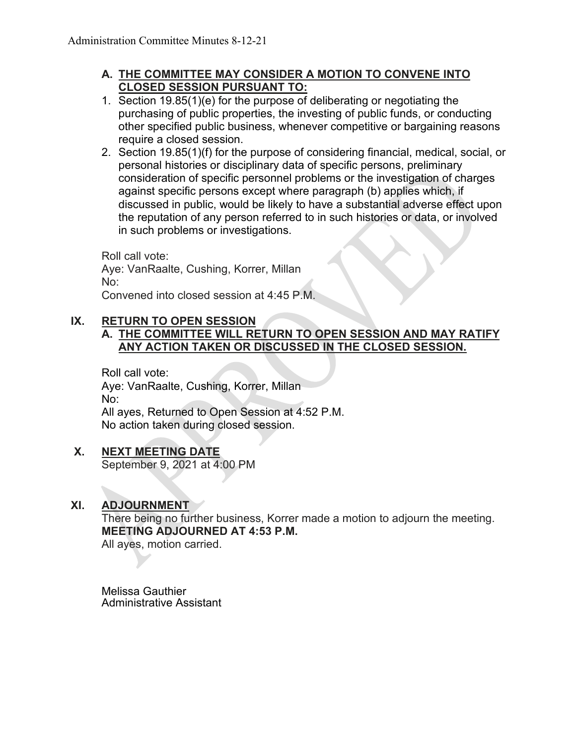**A. THE COMMITTEE MAY CONSIDER A MOTION TO CONVENE INTO CLOSED SESSION PURSUANT TO:**

1. Section 19.85(1)(e) for the purpose of deliberating or negotiating the purchasing of public properties, the investing of public funds, or conducting other specified public business, whenever competitive or bargaining reasons require a closed session.
2. Section 19.85(1)(f) for the purpose of considering financial, medical, social, or personal histories or disciplinary data of specific persons, preliminary consideration of specific personnel problems or the investigation of charges against specific persons except where paragraph (b) applies which, if discussed in public, would be likely to have a substantial adverse effect upon the reputation of any person referred to in such histories or data, or involved in such problems or investigations.

Roll call vote:
Aye: VanRaalte, Cushing, Korrer, Millan
No:
Convened into closed session at 4:45 P.M.

## IX. RETURN TO OPEN SESSION

**A. THE COMMITTEE WILL RETURN TO OPEN SESSION AND MAY RATIFY ANY ACTION TAKEN OR DISCUSSED IN THE CLOSED SESSION.**

Roll call vote:
Aye: VanRaalte, Cushing, Korrer, Millan
No:
All ayes, Returned to Open Session at 4:52 P.M.
No action taken during closed session.

## X. NEXT MEETING DATE

September 9, 2021 at 4:00 PM

## XI. ADJOURNMENT

There being no further business, Korrer made a motion to adjourn the meeting.
**MEETING ADJOURNED AT 4:53 P.M.**
All ayes, motion carried.

Melissa Gauthier
Administrative Assistant